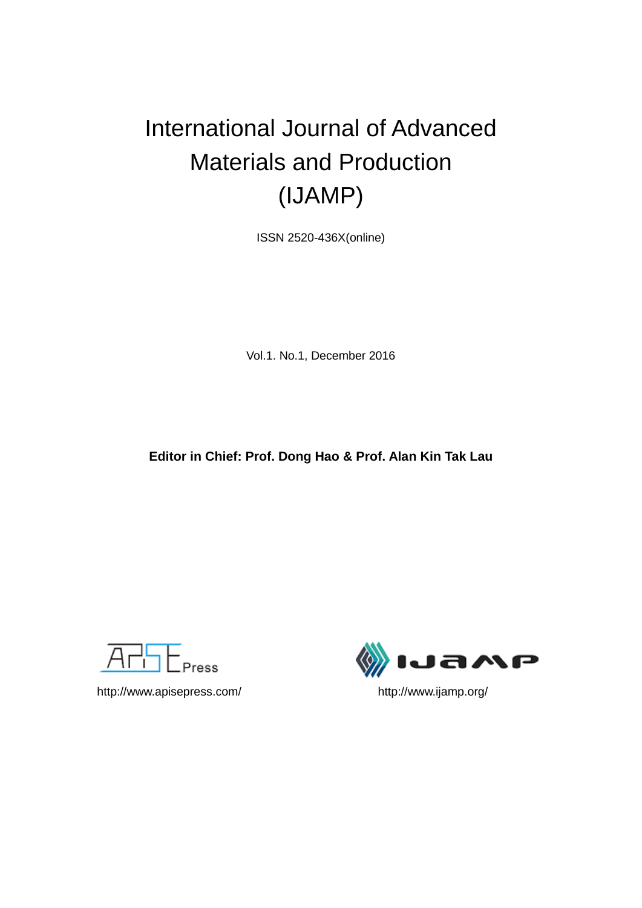# International Journal of Advanced Materials and Production (IJAMP)

ISSN 2520-436X(online)

Vol.1. No.1, December 2016

**Editor in Chief: Prof. Dong Hao & Prof. Alan Kin Tak Lau**

http://www.apisepress.com/

http://www.ijamp.org/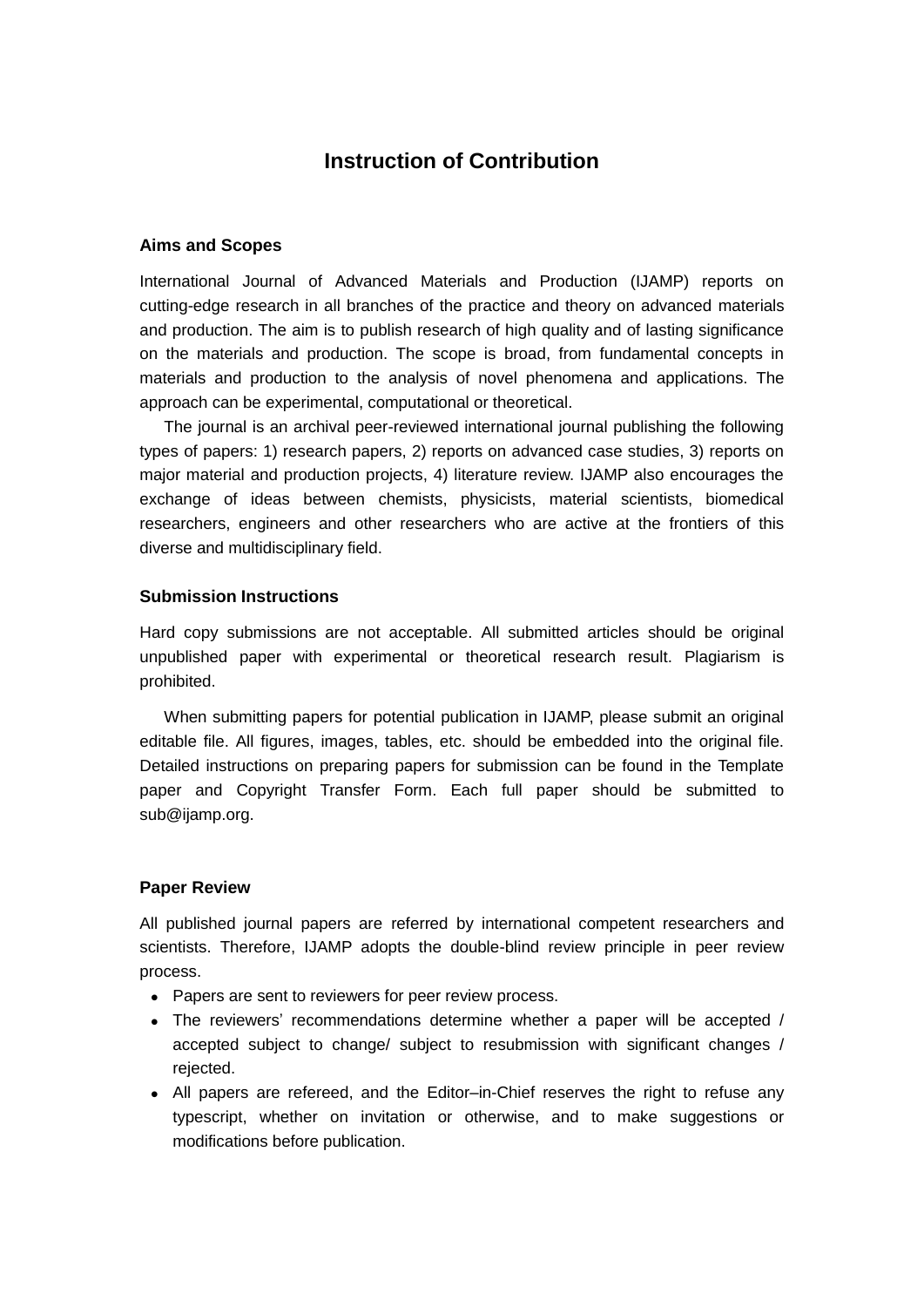# Instruction of Contribution

## Aims and Scopes

International Journal of Advanced Materials and Production (IJAMP) reports on cutting-edge research in all branches of the practice and theory on advanced materials and production. The aim is to publish research of high quality and of lasting significance on the materials and production. The scope is broad, from fundamental concepts in materials and production to the analysis of novel phenomena and applications. The approach can be experimental, computational or theoretical.

The journal is an archival peer-reviewed international journal publishing the following types of papers: 1) research papers, 2) reports on advanced case studies, 3) reports on major material and production projects, 4) literature review. IJAMP also encourages the exchange of ideas between chemists, physicists, material scientists, biomedical researchers, engineers and other researchers who are active at the frontiers of this diverse and multidisciplinary field.

## Submission Instructions

Hard copy submissions are not acceptable. All submitted articles should be original unpublished paper with experimental or theoretical research result. Plagiarism is prohibited.

When submitting papers for potential publication in IJAMP, please submit an original editable file. All figures, images, tables, etc. should be embedded into the original file. Detailed instructions on preparing papers for submission can be found in the Template paper and Copyright Transfer Form. Each full paper should be submitted to sub@ijamp.org.

## Paper Review

All published journal papers are referred by international competent researchers and scientists. Therefore, IJAMP adopts the double-blind review principle in peer review process.

- Papers are sent to reviewers for peer review process.
- The reviewers' recommendations determine whether a paper will be accepted / accepted subject to change/ subject to resubmission with significant changes / rejected.
- All papers are refereed, and the Editor–in-Chief reserves the right to refuse any typescript, whether on invitation or otherwise, and to make suggestions or modifications before publication.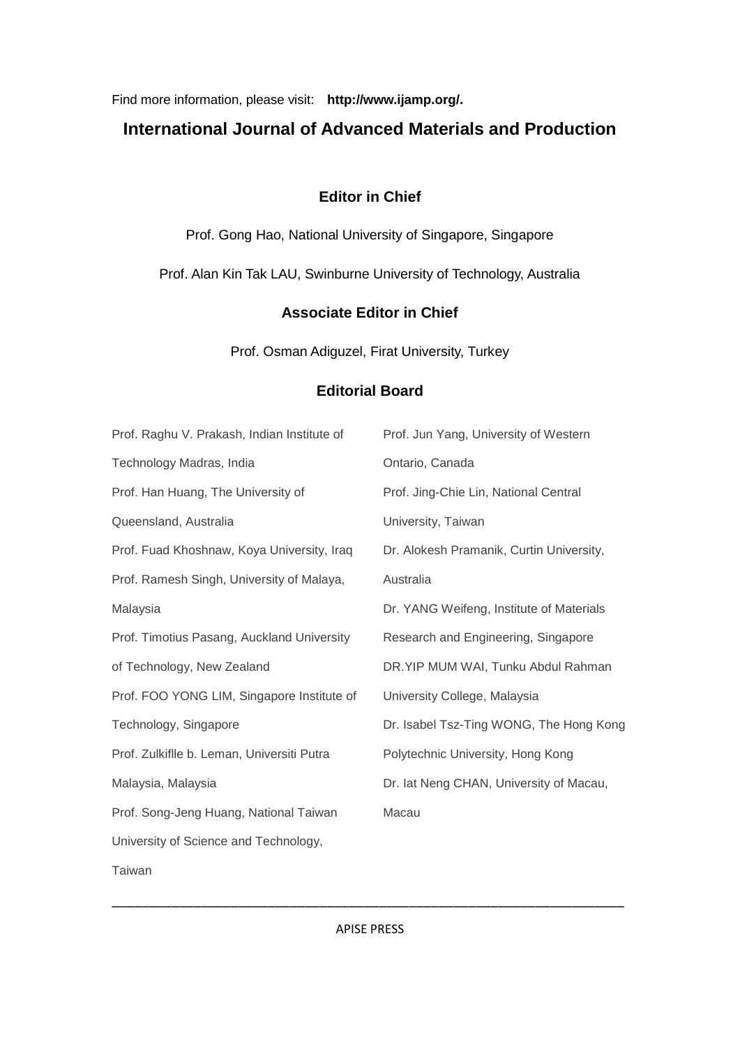Find more information, please visit: **http://www.ijamp.org/.**

# International Journal of Advanced Materials and Production

## Editor in Chief

Prof. Gong Hao, National University of Singapore, Singapore

Prof. Alan Kin Tak LAU, Swinburne University of Technology, Australia

## Associate Editor in Chief

Prof. Osman Adiguzel, Firat University, Turkey

## Editorial Board

Prof. Raghu V. Prakash, Indian Institute of Technology Madras, India

Prof. Han Huang, The University of Queensland, Australia

Prof. Fuad Khoshnaw, Koya University, Iraq

Prof. Ramesh Singh, University of Malaya, Malaysia

Prof. Timotius Pasang, Auckland University of Technology, New Zealand

Prof. FOO YONG LIM, Singapore Institute of Technology, Singapore

Prof. Zulkiflle b. Leman, Universiti Putra Malaysia, Malaysia

Prof. Song-Jeng Huang, National Taiwan University of Science and Technology, Taiwan

Prof. Jun Yang, University of Western Ontario, Canada

Prof. Jing-Chie Lin, National Central University, Taiwan

Dr. Alokesh Pramanik, Curtin University, Australia

Dr. YANG Weifeng, Institute of Materials Research and Engineering, Singapore

DR.YIP MUM WAI, Tunku Abdul Rahman University College, Malaysia

Dr. Isabel Tsz-Ting WONG, The Hong Kong Polytechnic University, Hong Kong

Dr. Iat Neng CHAN, University of Macau, Macau

---

APISE PRESS